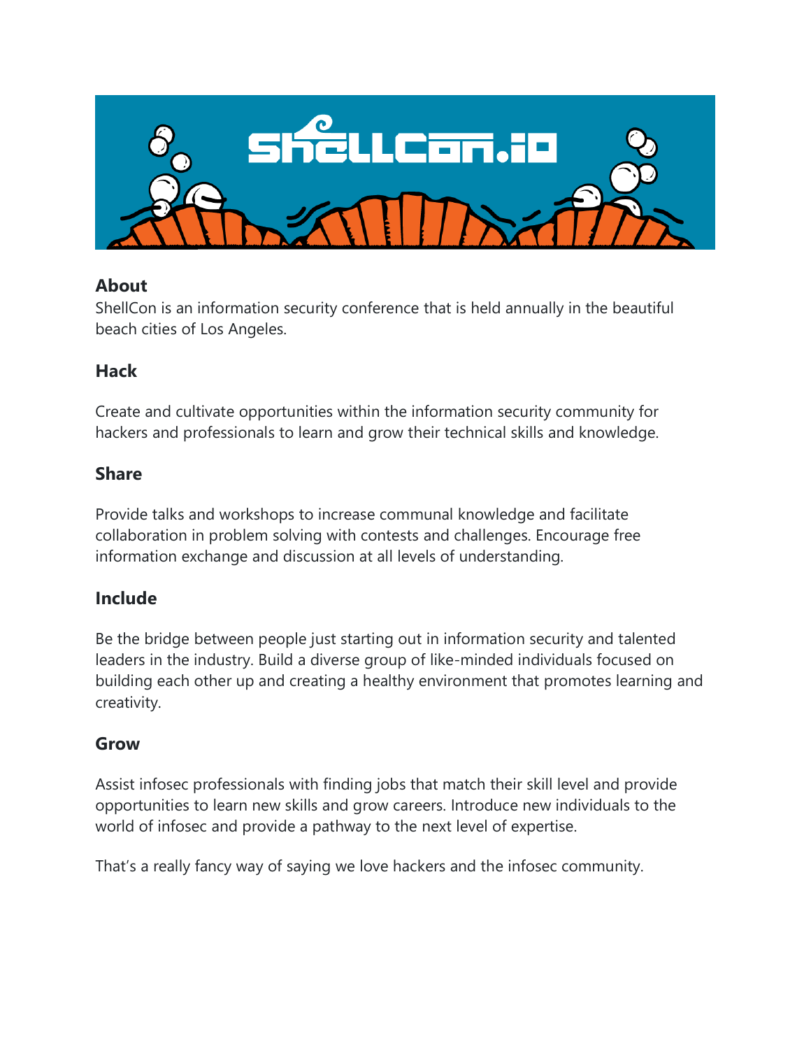## About

ShellCon is an information security conference that is held annually in the beautiful beach cities of Los Angeles.

## Hack

Create and cultivate opportunities within the information security community for hackers and professionals to learn and grow their technical skills and knowledge.

## Share

Provide talks and workshops to increase communal knowledge and facilitate collaboration in problem solving with contests and challenges. Encourage free information exchange and discussion at all levels of understanding.

## Include

Be the bridge between people just starting out in information security and talented leaders in the industry. Build a diverse group of like-minded individuals focused on building each other up and creating a healthy environment that promotes learning and creativity.

## Grow

Assist infosec professionals with finding jobs that match their skill level and provide opportunities to learn new skills and grow careers. Introduce new individuals to the world of infosec and provide a pathway to the next level of expertise.

That's a really fancy way of saying we love hackers and the infosec community.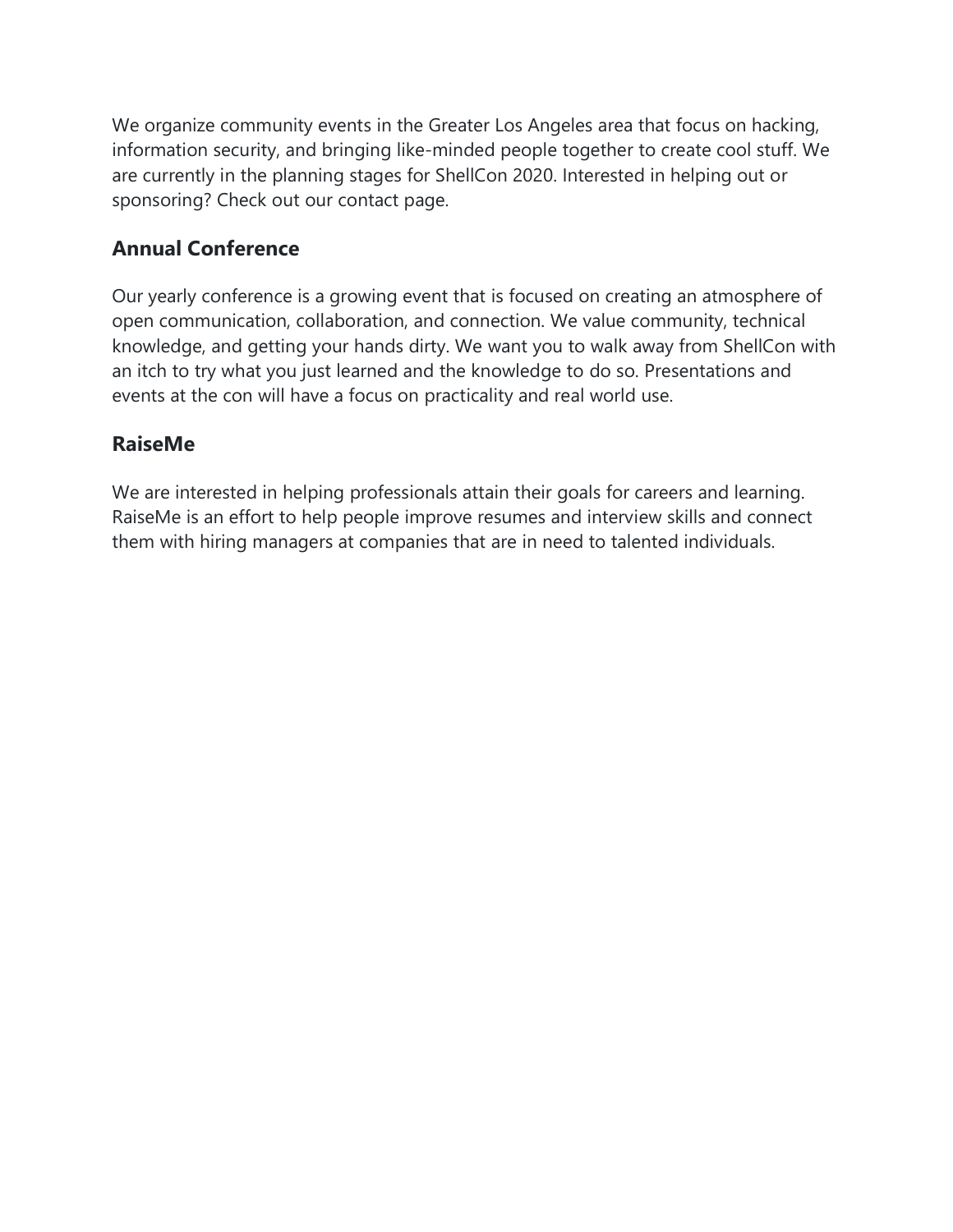We organize community events in the Greater Los Angeles area that focus on hacking, information security, and bringing like-minded people together to create cool stuff. We are currently in the planning stages for ShellCon 2020. Interested in helping out or sponsoring? Check out our contact page.

## Annual Conference

Our yearly conference is a growing event that is focused on creating an atmosphere of open communication, collaboration, and connection. We value community, technical knowledge, and getting your hands dirty. We want you to walk away from ShellCon with an itch to try what you just learned and the knowledge to do so. Presentations and events at the con will have a focus on practicality and real world use.

## RaiseMe

We are interested in helping professionals attain their goals for careers and learning. RaiseMe is an effort to help people improve resumes and interview skills and connect them with hiring managers at companies that are in need to talented individuals.